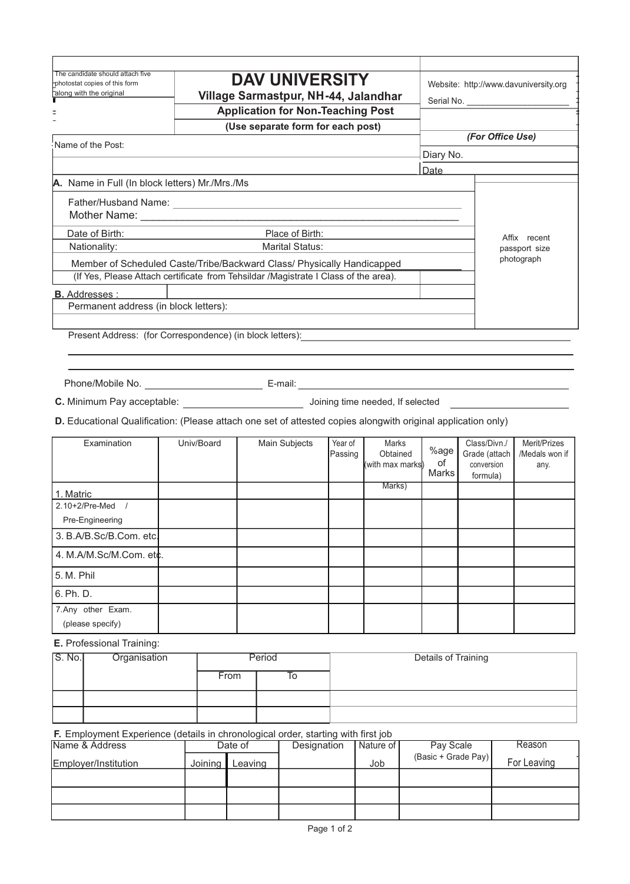The candidate should attach five photostat copies of this form along with the original

# DAV UNIVERSITY

**Village Sarmastpur, NH-44, Jalandhar**

**Application for Non-Teaching Post**

**(Use separate form for each post)**

Website: http://www.davuniversity.org

Serial No. ____________________

***(For Office Use)***

Diary No.

Date

Name of the Post:

**A.** Name in Full (In block letters) Mr./Mrs./Ms

Father/Husband Name: ____________________

Mother Name: ____________________

Date of Birth: &nbsp;&nbsp;&nbsp;&nbsp; Place of Birth:

Nationality: &nbsp;&nbsp;&nbsp;&nbsp; Marital Status:

Member of Scheduled Caste/Tribe/Backward Class/ Physically Handicapped ________

(If Yes, Please Attach certificate from Tehsildar /Magistrate I Class of the area).

Affix recent passport size photograph

**B.** Addresses :

Permanent address (in block letters):

Present Address: (for Correspondence) (in block letters): ____________________

Phone/Mobile No. ____________________ E-mail: ____________________

**C.** Minimum Pay acceptable: ____________________ Joining time needed, If selected ____________________

**D.** Educational Qualification: (Please attach one set of attested copies alongwith original application only)

| Examination | Univ/Board | Main Subjects | Year of Passing | Marks Obtained (with max marks Marks) | %age of Marks | Class/Divn./ Grade (attach conversion formula) | Merit/Prizes /Medals won if any. |
|---|---|---|---|---|---|---|---|
| 1. Matric | | | | | | | |
| 2. 10+2/Pre-Med / Pre-Engineering | | | | | | | |
| 3. B.A/B.Sc/B.Com. etc. | | | | | | | |
| 4. M.A/M.Sc/M.Com. etc. | | | | | | | |
| 5. M. Phil | | | | | | | |
| 6. Ph. D. | | | | | | | |
| 7. Any other Exam. (please specify) | | | | | | | |

**E.** Professional Training:

| S. No. | Organisation | Period | | Details of Training |
|---|---|---|---|---|
| | | From | To | |
| | | | | |
| | | | | |

**F.** Employment Experience (details in chronological order, starting with first job

| Name & Address Employer/Institution | Date of | | Designation | Nature of Job | Pay Scale (Basic + Grade Pay) | Reason For Leaving |
|---|---|---|---|---|---|---|
| | Joining | Leaving | | | | |
| | | | | | | |
| | | | | | | |
| | | | | | | |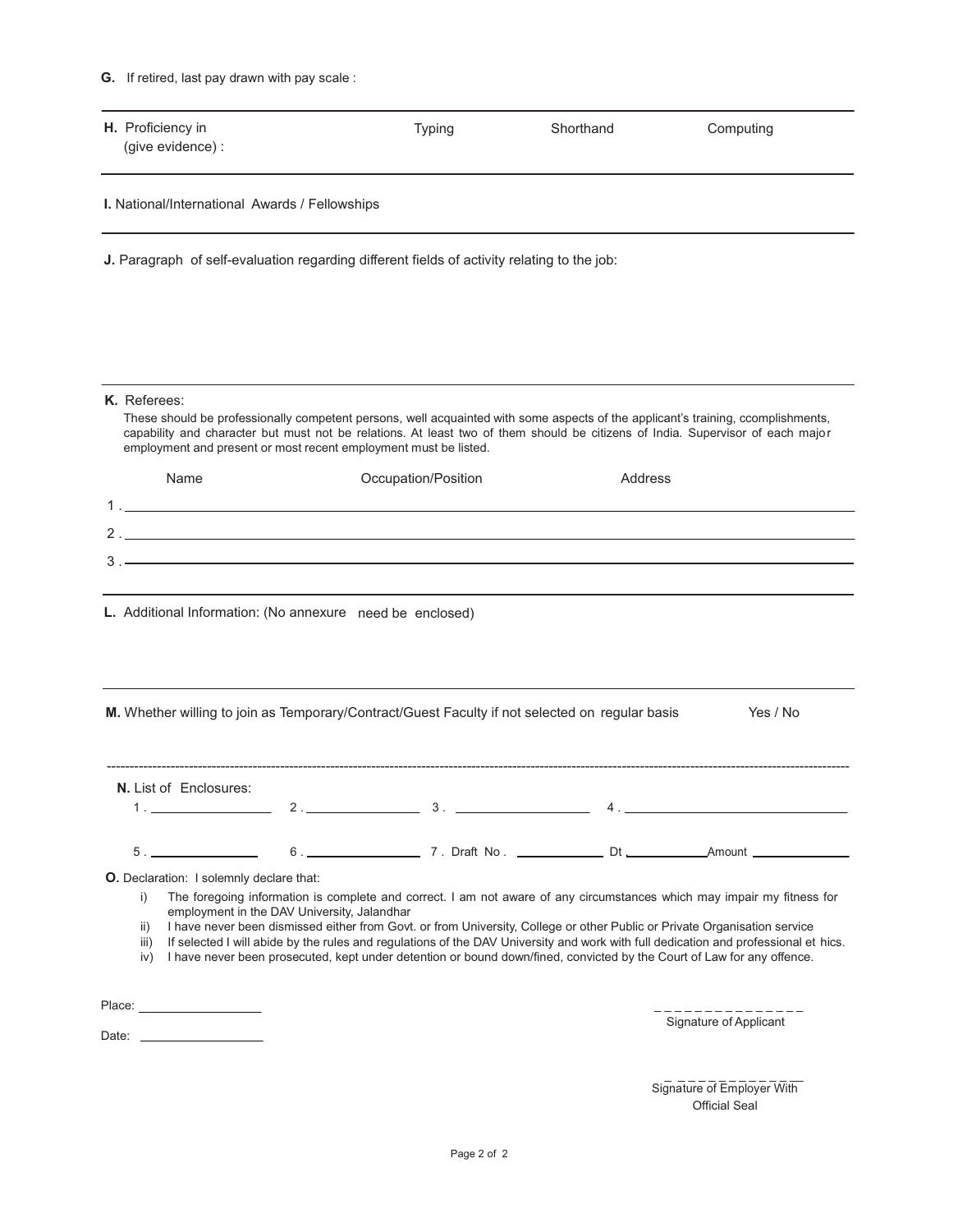**G.** If retired, last pay drawn with pay scale :

| **H.** Proficiency in (give evidence) : | Typing | Shorthand | Computing |
|---|---|---|---|

**I.** National/International Awards / Fellowships

**J.** Paragraph of self-evaluation regarding different fields of activity relating to the job:

**K.** Referees:

These should be professionally competent persons, well acquainted with some aspects of the applicant's training, ccomplishments, capability and character but must not be relations. At least two of them should be citizens of India. Supervisor of each major employment and present or most recent employment must be listed.

| | Name | Occupation/Position | Address |
|---|---|---|---|
| 1. | | | |
| 2. | | | |
| 3. | | | |

**L.** Additional Information: (No annexure need be enclosed)

**M.** Whether willing to join as Temporary/Contract/Guest Faculty if not selected on regular basis Yes / No

**N.** List of Enclosures:

1. ______ 2. ______ 3. ______ 4. ______

5. ______ 6. ______ 7. Draft No. ______ Dt ______ Amount ______

**O.** Declaration: I solemnly declare that:

- i) The foregoing information is complete and correct. I am not aware of any circumstances which may impair my fitness for employment in the DAV University, Jalandhar
- ii) I have never been dismissed either from Govt. or from University, College or other Public or Private Organisation service
- iii) If selected I will abide by the rules and regulations of the DAV University and work with full dedication and professional et hics.
- iv) I have never been prosecuted, kept under detention or bound down/fined, convicted by the Court of Law for any offence.

Place: ______

Date: ______

Signature of Applicant

Signature of Employer With Official Seal